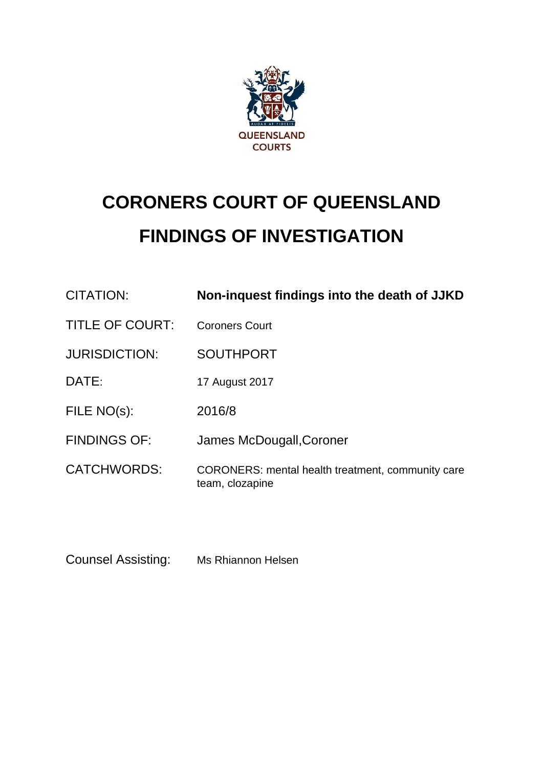QUEENSLAND COURTS

# CORONERS COURT OF QUEENSLAND

# FINDINGS OF INVESTIGATION

| | |
|---|---|
| CITATION: | **Non-inquest findings into the death of JJKD** |
| TITLE OF COURT: | Coroners Court |
| JURISDICTION: | SOUTHPORT |
| DATE: | 17 August 2017 |
| FILE NO(s): | 2016/8 |
| FINDINGS OF: | James McDougall,Coroner |
| CATCHWORDS: | CORONERS: mental health treatment, community care team, clozapine |

| | |
|---|---|
| Counsel Assisting: | Ms Rhiannon Helsen |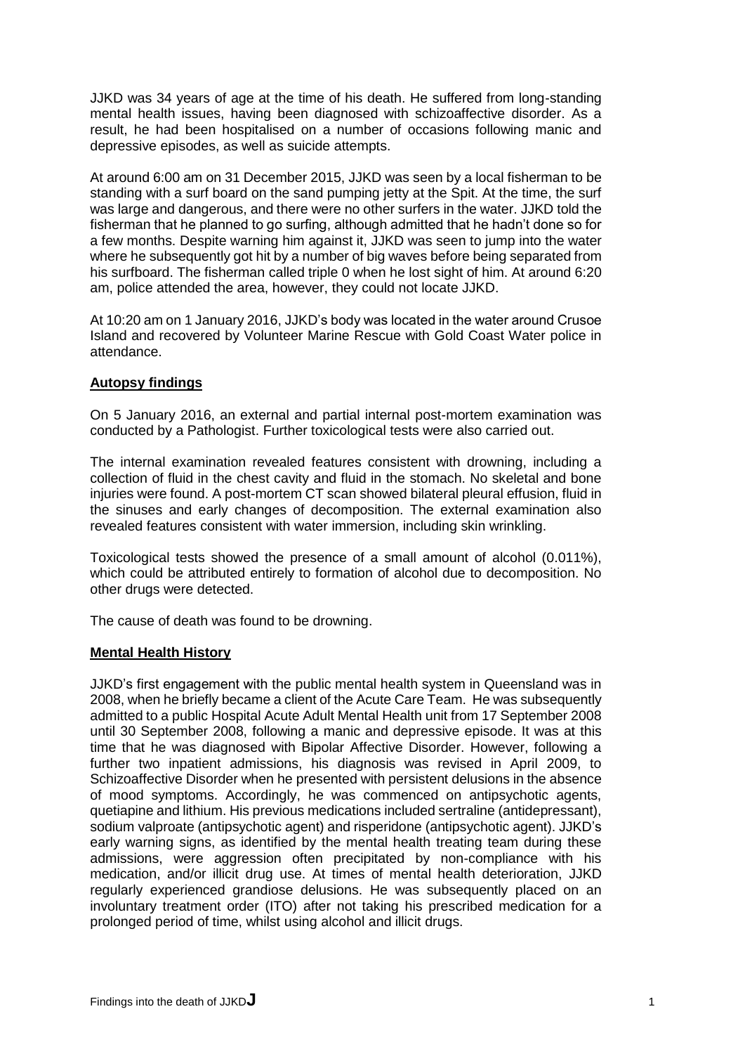JJKD was 34 years of age at the time of his death. He suffered from long-standing mental health issues, having been diagnosed with schizoaffective disorder. As a result, he had been hospitalised on a number of occasions following manic and depressive episodes, as well as suicide attempts.

At around 6:00 am on 31 December 2015, JJKD was seen by a local fisherman to be standing with a surf board on the sand pumping jetty at the Spit. At the time, the surf was large and dangerous, and there were no other surfers in the water. JJKD told the fisherman that he planned to go surfing, although admitted that he hadn't done so for a few months. Despite warning him against it, JJKD was seen to jump into the water where he subsequently got hit by a number of big waves before being separated from his surfboard. The fisherman called triple 0 when he lost sight of him. At around 6:20 am, police attended the area, however, they could not locate JJKD.

At 10:20 am on 1 January 2016, JJKD's body was located in the water around Crusoe Island and recovered by Volunteer Marine Rescue with Gold Coast Water police in attendance.

## Autopsy findings

On 5 January 2016, an external and partial internal post-mortem examination was conducted by a Pathologist. Further toxicological tests were also carried out.

The internal examination revealed features consistent with drowning, including a collection of fluid in the chest cavity and fluid in the stomach. No skeletal and bone injuries were found. A post-mortem CT scan showed bilateral pleural effusion, fluid in the sinuses and early changes of decomposition. The external examination also revealed features consistent with water immersion, including skin wrinkling.

Toxicological tests showed the presence of a small amount of alcohol (0.011%), which could be attributed entirely to formation of alcohol due to decomposition. No other drugs were detected.

The cause of death was found to be drowning.

## Mental Health History

JJKD's first engagement with the public mental health system in Queensland was in 2008, when he briefly became a client of the Acute Care Team. He was subsequently admitted to a public Hospital Acute Adult Mental Health unit from 17 September 2008 until 30 September 2008, following a manic and depressive episode. It was at this time that he was diagnosed with Bipolar Affective Disorder. However, following a further two inpatient admissions, his diagnosis was revised in April 2009, to Schizoaffective Disorder when he presented with persistent delusions in the absence of mood symptoms. Accordingly, he was commenced on antipsychotic agents, quetiapine and lithium. His previous medications included sertraline (antidepressant), sodium valproate (antipsychotic agent) and risperidone (antipsychotic agent). JJKD's early warning signs, as identified by the mental health treating team during these admissions, were aggression often precipitated by non-compliance with his medication, and/or illicit drug use. At times of mental health deterioration, JJKD regularly experienced grandiose delusions. He was subsequently placed on an involuntary treatment order (ITO) after not taking his prescribed medication for a prolonged period of time, whilst using alcohol and illicit drugs.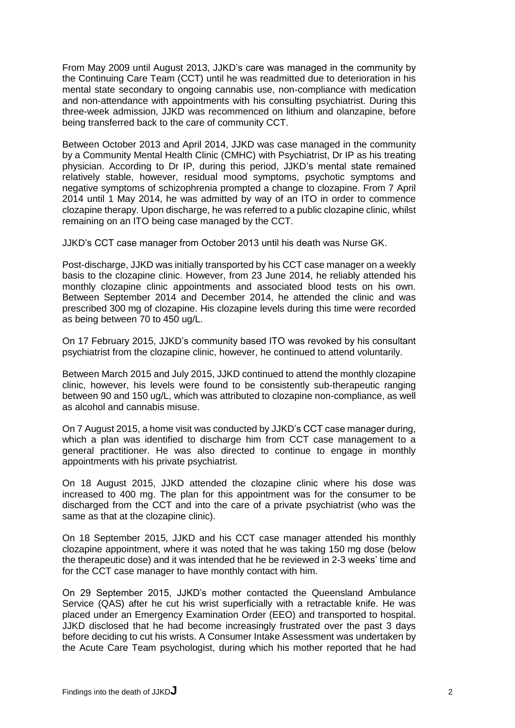From May 2009 until August 2013, JJKD's care was managed in the community by the Continuing Care Team (CCT) until he was readmitted due to deterioration in his mental state secondary to ongoing cannabis use, non-compliance with medication and non-attendance with appointments with his consulting psychiatrist. During this three-week admission, JJKD was recommenced on lithium and olanzapine, before being transferred back to the care of community CCT.

Between October 2013 and April 2014, JJKD was case managed in the community by a Community Mental Health Clinic (CMHC) with Psychiatrist, Dr IP as his treating physician. According to Dr IP, during this period, JJKD's mental state remained relatively stable, however, residual mood symptoms, psychotic symptoms and negative symptoms of schizophrenia prompted a change to clozapine. From 7 April 2014 until 1 May 2014, he was admitted by way of an ITO in order to commence clozapine therapy. Upon discharge, he was referred to a public clozapine clinic, whilst remaining on an ITO being case managed by the CCT.

JJKD's CCT case manager from October 2013 until his death was Nurse GK.

Post-discharge, JJKD was initially transported by his CCT case manager on a weekly basis to the clozapine clinic. However, from 23 June 2014, he reliably attended his monthly clozapine clinic appointments and associated blood tests on his own. Between September 2014 and December 2014, he attended the clinic and was prescribed 300 mg of clozapine. His clozapine levels during this time were recorded as being between 70 to 450 ug/L.

On 17 February 2015, JJKD's community based ITO was revoked by his consultant psychiatrist from the clozapine clinic, however, he continued to attend voluntarily.

Between March 2015 and July 2015, JJKD continued to attend the monthly clozapine clinic, however, his levels were found to be consistently sub-therapeutic ranging between 90 and 150 ug/L, which was attributed to clozapine non-compliance, as well as alcohol and cannabis misuse.

On 7 August 2015, a home visit was conducted by JJKD's CCT case manager during, which a plan was identified to discharge him from CCT case management to a general practitioner. He was also directed to continue to engage in monthly appointments with his private psychiatrist.

On 18 August 2015, JJKD attended the clozapine clinic where his dose was increased to 400 mg. The plan for this appointment was for the consumer to be discharged from the CCT and into the care of a private psychiatrist (who was the same as that at the clozapine clinic).

On 18 September 2015, JJKD and his CCT case manager attended his monthly clozapine appointment, where it was noted that he was taking 150 mg dose (below the therapeutic dose) and it was intended that he be reviewed in 2-3 weeks' time and for the CCT case manager to have monthly contact with him.

On 29 September 2015, JJKD's mother contacted the Queensland Ambulance Service (QAS) after he cut his wrist superficially with a retractable knife. He was placed under an Emergency Examination Order (EEO) and transported to hospital. JJKD disclosed that he had become increasingly frustrated over the past 3 days before deciding to cut his wrists. A Consumer Intake Assessment was undertaken by the Acute Care Team psychologist, during which his mother reported that he had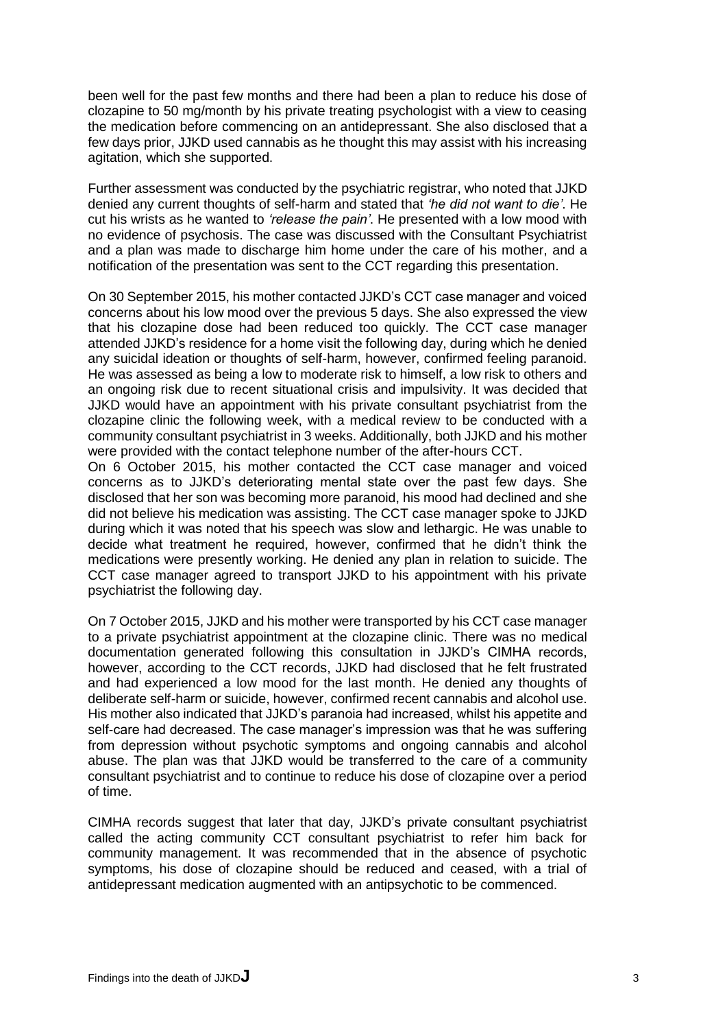been well for the past few months and there had been a plan to reduce his dose of clozapine to 50 mg/month by his private treating psychologist with a view to ceasing the medication before commencing on an antidepressant. She also disclosed that a few days prior, JJKD used cannabis as he thought this may assist with his increasing agitation, which she supported.

Further assessment was conducted by the psychiatric registrar, who noted that JJKD denied any current thoughts of self-harm and stated that *'he did not want to die'*. He cut his wrists as he wanted to *'release the pain'*. He presented with a low mood with no evidence of psychosis. The case was discussed with the Consultant Psychiatrist and a plan was made to discharge him home under the care of his mother, and a notification of the presentation was sent to the CCT regarding this presentation.

On 30 September 2015, his mother contacted JJKD's CCT case manager and voiced concerns about his low mood over the previous 5 days. She also expressed the view that his clozapine dose had been reduced too quickly. The CCT case manager attended JJKD's residence for a home visit the following day, during which he denied any suicidal ideation or thoughts of self-harm, however, confirmed feeling paranoid. He was assessed as being a low to moderate risk to himself, a low risk to others and an ongoing risk due to recent situational crisis and impulsivity. It was decided that JJKD would have an appointment with his private consultant psychiatrist from the clozapine clinic the following week, with a medical review to be conducted with a community consultant psychiatrist in 3 weeks. Additionally, both JJKD and his mother were provided with the contact telephone number of the after-hours CCT.

On 6 October 2015, his mother contacted the CCT case manager and voiced concerns as to JJKD's deteriorating mental state over the past few days. She disclosed that her son was becoming more paranoid, his mood had declined and she did not believe his medication was assisting. The CCT case manager spoke to JJKD during which it was noted that his speech was slow and lethargic. He was unable to decide what treatment he required, however, confirmed that he didn't think the medications were presently working. He denied any plan in relation to suicide. The CCT case manager agreed to transport JJKD to his appointment with his private psychiatrist the following day.

On 7 October 2015, JJKD and his mother were transported by his CCT case manager to a private psychiatrist appointment at the clozapine clinic. There was no medical documentation generated following this consultation in JJKD's CIMHA records, however, according to the CCT records, JJKD had disclosed that he felt frustrated and had experienced a low mood for the last month. He denied any thoughts of deliberate self-harm or suicide, however, confirmed recent cannabis and alcohol use. His mother also indicated that JJKD's paranoia had increased, whilst his appetite and self-care had decreased. The case manager's impression was that he was suffering from depression without psychotic symptoms and ongoing cannabis and alcohol abuse. The plan was that JJKD would be transferred to the care of a community consultant psychiatrist and to continue to reduce his dose of clozapine over a period of time.

CIMHA records suggest that later that day, JJKD's private consultant psychiatrist called the acting community CCT consultant psychiatrist to refer him back for community management. It was recommended that in the absence of psychotic symptoms, his dose of clozapine should be reduced and ceased, with a trial of antidepressant medication augmented with an antipsychotic to be commenced.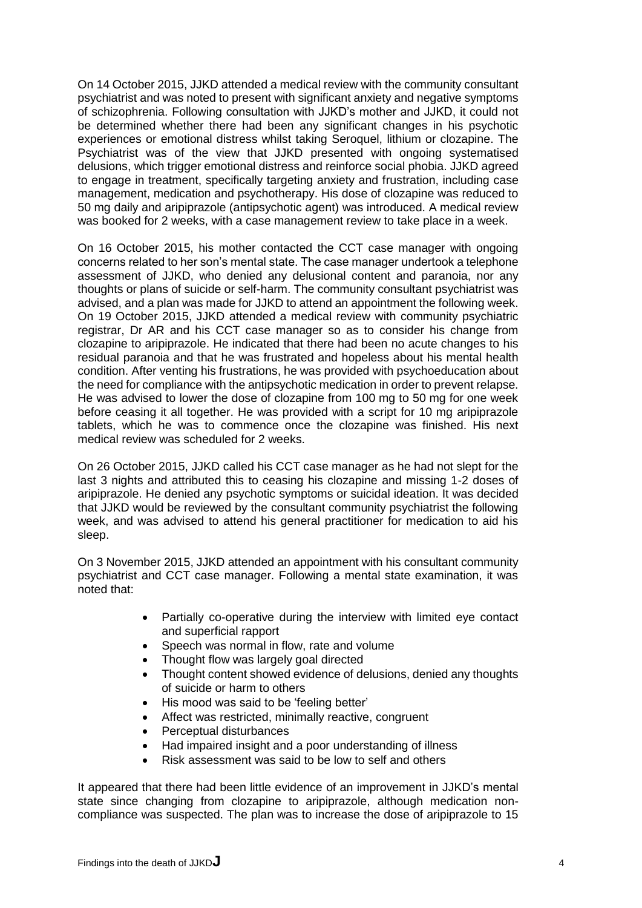On 14 October 2015, JJKD attended a medical review with the community consultant psychiatrist and was noted to present with significant anxiety and negative symptoms of schizophrenia. Following consultation with JJKD's mother and JJKD, it could not be determined whether there had been any significant changes in his psychotic experiences or emotional distress whilst taking Seroquel, lithium or clozapine. The Psychiatrist was of the view that JJKD presented with ongoing systematised delusions, which trigger emotional distress and reinforce social phobia. JJKD agreed to engage in treatment, specifically targeting anxiety and frustration, including case management, medication and psychotherapy. His dose of clozapine was reduced to 50 mg daily and aripiprazole (antipsychotic agent) was introduced. A medical review was booked for 2 weeks, with a case management review to take place in a week.

On 16 October 2015, his mother contacted the CCT case manager with ongoing concerns related to her son's mental state. The case manager undertook a telephone assessment of JJKD, who denied any delusional content and paranoia, nor any thoughts or plans of suicide or self-harm. The community consultant psychiatrist was advised, and a plan was made for JJKD to attend an appointment the following week. On 19 October 2015, JJKD attended a medical review with community psychiatric registrar, Dr AR and his CCT case manager so as to consider his change from clozapine to aripiprazole. He indicated that there had been no acute changes to his residual paranoia and that he was frustrated and hopeless about his mental health condition. After venting his frustrations, he was provided with psychoeducation about the need for compliance with the antipsychotic medication in order to prevent relapse. He was advised to lower the dose of clozapine from 100 mg to 50 mg for one week before ceasing it all together. He was provided with a script for 10 mg aripiprazole tablets, which he was to commence once the clozapine was finished. His next medical review was scheduled for 2 weeks.

On 26 October 2015, JJKD called his CCT case manager as he had not slept for the last 3 nights and attributed this to ceasing his clozapine and missing 1-2 doses of aripiprazole. He denied any psychotic symptoms or suicidal ideation. It was decided that JJKD would be reviewed by the consultant community psychiatrist the following week, and was advised to attend his general practitioner for medication to aid his sleep.

On 3 November 2015, JJKD attended an appointment with his consultant community psychiatrist and CCT case manager. Following a mental state examination, it was noted that:

- Partially co-operative during the interview with limited eye contact and superficial rapport
- Speech was normal in flow, rate and volume
- Thought flow was largely goal directed
- Thought content showed evidence of delusions, denied any thoughts of suicide or harm to others
- His mood was said to be 'feeling better'
- Affect was restricted, minimally reactive, congruent
- Perceptual disturbances
- Had impaired insight and a poor understanding of illness
- Risk assessment was said to be low to self and others

It appeared that there had been little evidence of an improvement in JJKD's mental state since changing from clozapine to aripiprazole, although medication non-compliance was suspected. The plan was to increase the dose of aripiprazole to 15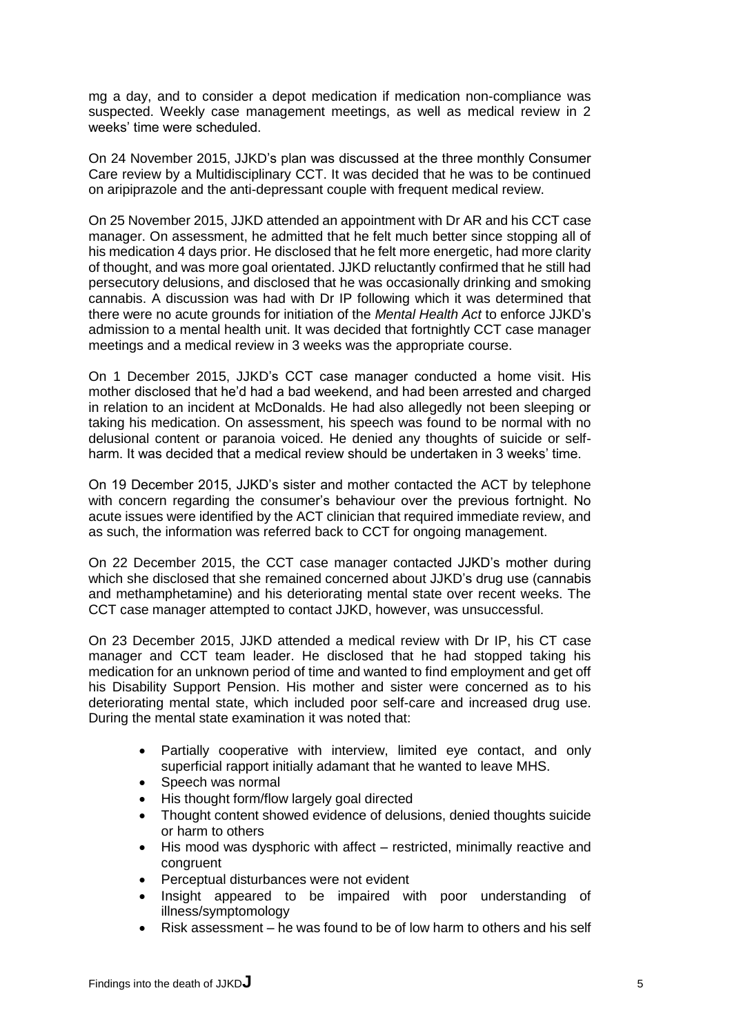mg a day, and to consider a depot medication if medication non-compliance was suspected. Weekly case management meetings, as well as medical review in 2 weeks' time were scheduled.

On 24 November 2015, JJKD's plan was discussed at the three monthly Consumer Care review by a Multidisciplinary CCT. It was decided that he was to be continued on aripiprazole and the anti-depressant couple with frequent medical review.

On 25 November 2015, JJKD attended an appointment with Dr AR and his CCT case manager. On assessment, he admitted that he felt much better since stopping all of his medication 4 days prior. He disclosed that he felt more energetic, had more clarity of thought, and was more goal orientated. JJKD reluctantly confirmed that he still had persecutory delusions, and disclosed that he was occasionally drinking and smoking cannabis. A discussion was had with Dr IP following which it was determined that there were no acute grounds for initiation of the *Mental Health Act* to enforce JJKD's admission to a mental health unit. It was decided that fortnightly CCT case manager meetings and a medical review in 3 weeks was the appropriate course.

On 1 December 2015, JJKD's CCT case manager conducted a home visit. His mother disclosed that he'd had a bad weekend, and had been arrested and charged in relation to an incident at McDonalds. He had also allegedly not been sleeping or taking his medication. On assessment, his speech was found to be normal with no delusional content or paranoia voiced. He denied any thoughts of suicide or self-harm. It was decided that a medical review should be undertaken in 3 weeks' time.

On 19 December 2015, JJKD's sister and mother contacted the ACT by telephone with concern regarding the consumer's behaviour over the previous fortnight. No acute issues were identified by the ACT clinician that required immediate review, and as such, the information was referred back to CCT for ongoing management.

On 22 December 2015, the CCT case manager contacted JJKD's mother during which she disclosed that she remained concerned about JJKD's drug use (cannabis and methamphetamine) and his deteriorating mental state over recent weeks. The CCT case manager attempted to contact JJKD, however, was unsuccessful.

On 23 December 2015, JJKD attended a medical review with Dr IP, his CT case manager and CCT team leader. He disclosed that he had stopped taking his medication for an unknown period of time and wanted to find employment and get off his Disability Support Pension. His mother and sister were concerned as to his deteriorating mental state, which included poor self-care and increased drug use. During the mental state examination it was noted that:

- Partially cooperative with interview, limited eye contact, and only superficial rapport initially adamant that he wanted to leave MHS.
- Speech was normal
- His thought form/flow largely goal directed
- Thought content showed evidence of delusions, denied thoughts suicide or harm to others
- His mood was dysphoric with affect – restricted, minimally reactive and congruent
- Perceptual disturbances were not evident
- Insight appeared to be impaired with poor understanding of illness/symptomology
- Risk assessment – he was found to be of low harm to others and his self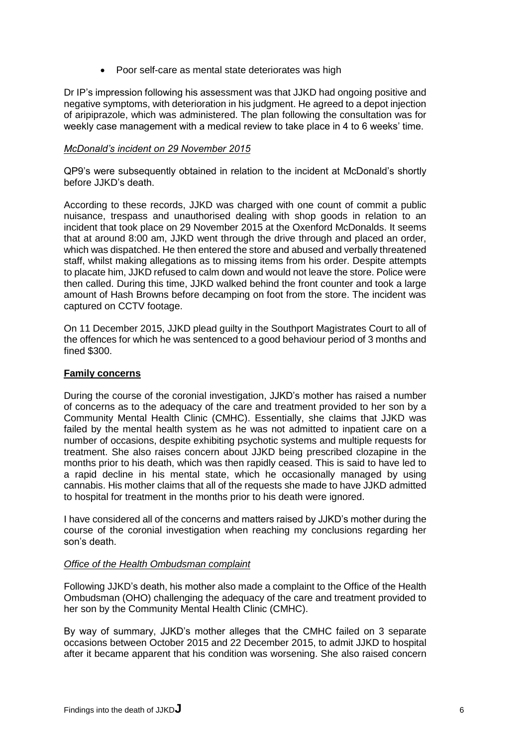- Poor self-care as mental state deteriorates was high

Dr IP's impression following his assessment was that JJKD had ongoing positive and negative symptoms, with deterioration in his judgment. He agreed to a depot injection of aripiprazole, which was administered. The plan following the consultation was for weekly case management with a medical review to take place in 4 to 6 weeks' time.

*McDonald's incident on 29 November 2015*

QP9's were subsequently obtained in relation to the incident at McDonald's shortly before JJKD's death.

According to these records, JJKD was charged with one count of commit a public nuisance, trespass and unauthorised dealing with shop goods in relation to an incident that took place on 29 November 2015 at the Oxenford McDonalds. It seems that at around 8:00 am, JJKD went through the drive through and placed an order, which was dispatched. He then entered the store and abused and verbally threatened staff, whilst making allegations as to missing items from his order. Despite attempts to placate him, JJKD refused to calm down and would not leave the store. Police were then called. During this time, JJKD walked behind the front counter and took a large amount of Hash Browns before decamping on foot from the store. The incident was captured on CCTV footage.

On 11 December 2015, JJKD plead guilty in the Southport Magistrates Court to all of the offences for which he was sentenced to a good behaviour period of 3 months and fined $300.

**Family concerns**

During the course of the coronial investigation, JJKD's mother has raised a number of concerns as to the adequacy of the care and treatment provided to her son by a Community Mental Health Clinic (CMHC). Essentially, she claims that JJKD was failed by the mental health system as he was not admitted to inpatient care on a number of occasions, despite exhibiting psychotic systems and multiple requests for treatment. She also raises concern about JJKD being prescribed clozapine in the months prior to his death, which was then rapidly ceased. This is said to have led to a rapid decline in his mental state, which he occasionally managed by using cannabis. His mother claims that all of the requests she made to have JJKD admitted to hospital for treatment in the months prior to his death were ignored.

I have considered all of the concerns and matters raised by JJKD's mother during the course of the coronial investigation when reaching my conclusions regarding her son's death.

*Office of the Health Ombudsman complaint*

Following JJKD's death, his mother also made a complaint to the Office of the Health Ombudsman (OHO) challenging the adequacy of the care and treatment provided to her son by the Community Mental Health Clinic (CMHC).

By way of summary, JJKD's mother alleges that the CMHC failed on 3 separate occasions between October 2015 and 22 December 2015, to admit JJKD to hospital after it became apparent that his condition was worsening. She also raised concern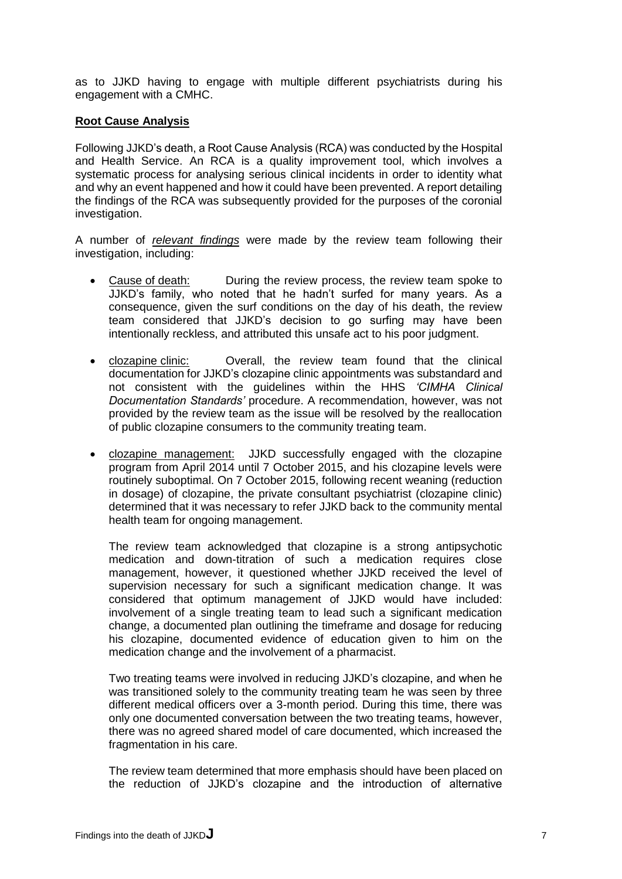as to JJKD having to engage with multiple different psychiatrists during his engagement with a CMHC.

**Root Cause Analysis**

Following JJKD's death, a Root Cause Analysis (RCA) was conducted by the Hospital and Health Service. An RCA is a quality improvement tool, which involves a systematic process for analysing serious clinical incidents in order to identity what and why an event happened and how it could have been prevented. A report detailing the findings of the RCA was subsequently provided for the purposes of the coronial investigation.

A number of ***relevant findings*** were made by the review team following their investigation, including:

- Cause of death: During the review process, the review team spoke to JJKD's family, who noted that he hadn't surfed for many years. As a consequence, given the surf conditions on the day of his death, the review team considered that JJKD's decision to go surfing may have been intentionally reckless, and attributed this unsafe act to his poor judgment.

- clozapine clinic: Overall, the review team found that the clinical documentation for JJKD's clozapine clinic appointments was substandard and not consistent with the guidelines within the HHS *'CIMHA Clinical Documentation Standards'* procedure. A recommendation, however, was not provided by the review team as the issue will be resolved by the reallocation of public clozapine consumers to the community treating team.

- clozapine management: JJKD successfully engaged with the clozapine program from April 2014 until 7 October 2015, and his clozapine levels were routinely suboptimal. On 7 October 2015, following recent weaning (reduction in dosage) of clozapine, the private consultant psychiatrist (clozapine clinic) determined that it was necessary to refer JJKD back to the community mental health team for ongoing management.

  The review team acknowledged that clozapine is a strong antipsychotic medication and down-titration of such a medication requires close management, however, it questioned whether JJKD received the level of supervision necessary for such a significant medication change. It was considered that optimum management of JJKD would have included: involvement of a single treating team to lead such a significant medication change, a documented plan outlining the timeframe and dosage for reducing his clozapine, documented evidence of education given to him on the medication change and the involvement of a pharmacist.

  Two treating teams were involved in reducing JJKD's clozapine, and when he was transitioned solely to the community treating team he was seen by three different medical officers over a 3-month period. During this time, there was only one documented conversation between the two treating teams, however, there was no agreed shared model of care documented, which increased the fragmentation in his care.

  The review team determined that more emphasis should have been placed on the reduction of JJKD's clozapine and the introduction of alternative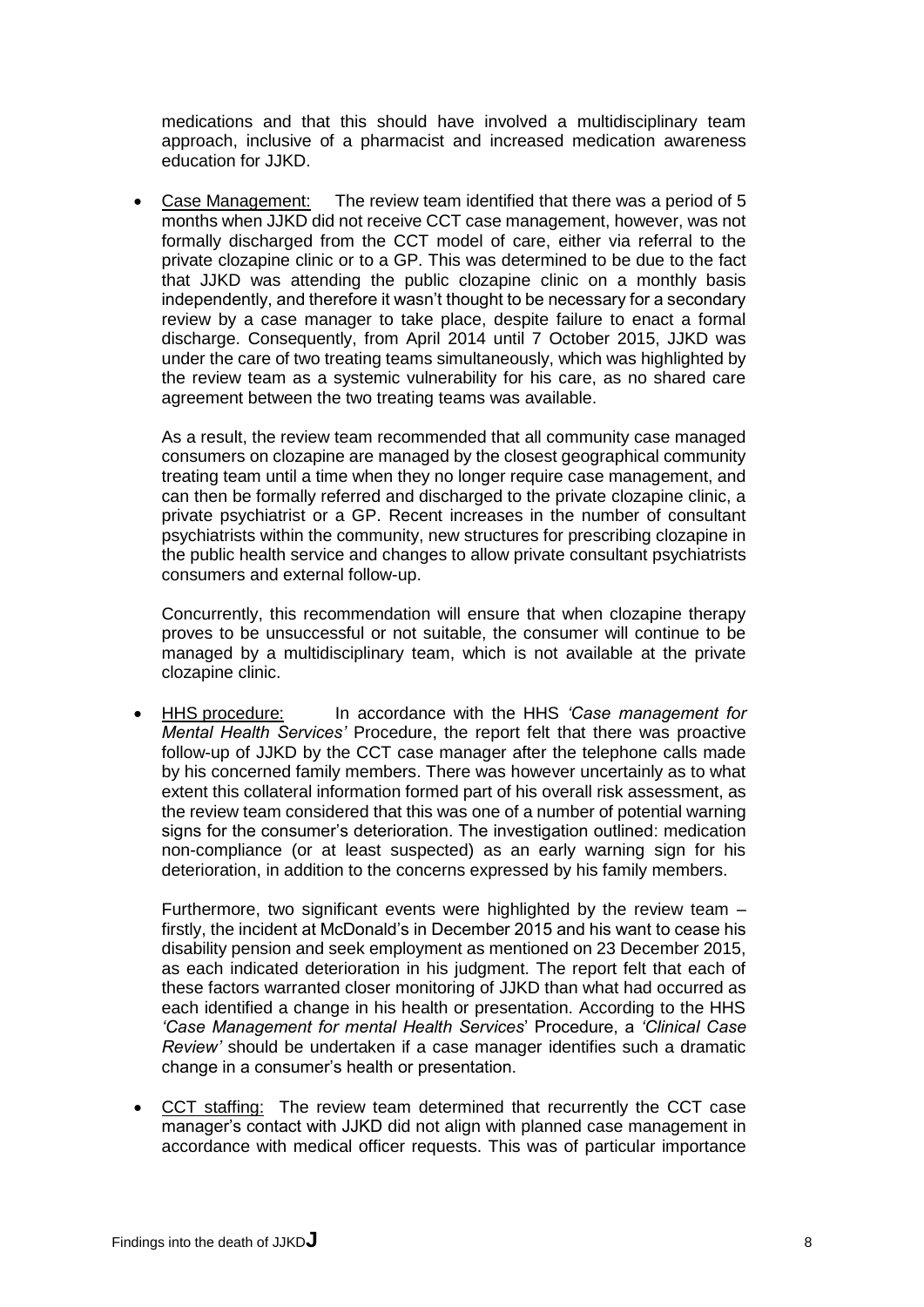medications and that this should have involved a multidisciplinary team approach, inclusive of a pharmacist and increased medication awareness education for JJKD.

- Case Management: The review team identified that there was a period of 5 months when JJKD did not receive CCT case management, however, was not formally discharged from the CCT model of care, either via referral to the private clozapine clinic or to a GP. This was determined to be due to the fact that JJKD was attending the public clozapine clinic on a monthly basis independently, and therefore it wasn't thought to be necessary for a secondary review by a case manager to take place, despite failure to enact a formal discharge. Consequently, from April 2014 until 7 October 2015, JJKD was under the care of two treating teams simultaneously, which was highlighted by the review team as a systemic vulnerability for his care, as no shared care agreement between the two treating teams was available.

  As a result, the review team recommended that all community case managed consumers on clozapine are managed by the closest geographical community treating team until a time when they no longer require case management, and can then be formally referred and discharged to the private clozapine clinic, a private psychiatrist or a GP. Recent increases in the number of consultant psychiatrists within the community, new structures for prescribing clozapine in the public health service and changes to allow private consultant psychiatrists consumers and external follow-up.

  Concurrently, this recommendation will ensure that when clozapine therapy proves to be unsuccessful or not suitable, the consumer will continue to be managed by a multidisciplinary team, which is not available at the private clozapine clinic.

- HHS procedure: In accordance with the HHS *'Case management for Mental Health Services'* Procedure, the report felt that there was proactive follow-up of JJKD by the CCT case manager after the telephone calls made by his concerned family members. There was however uncertainly as to what extent this collateral information formed part of his overall risk assessment, as the review team considered that this was one of a number of potential warning signs for the consumer's deterioration. The investigation outlined: medication non-compliance (or at least suspected) as an early warning sign for his deterioration, in addition to the concerns expressed by his family members.

  Furthermore, two significant events were highlighted by the review team – firstly, the incident at McDonald's in December 2015 and his want to cease his disability pension and seek employment as mentioned on 23 December 2015, as each indicated deterioration in his judgment. The report felt that each of these factors warranted closer monitoring of JJKD than what had occurred as each identified a change in his health or presentation. According to the HHS *'Case Management for mental Health Services'* Procedure, a *'Clinical Case Review'* should be undertaken if a case manager identifies such a dramatic change in a consumer's health or presentation.

- CCT staffing: The review team determined that recurrently the CCT case manager's contact with JJKD did not align with planned case management in accordance with medical officer requests. This was of particular importance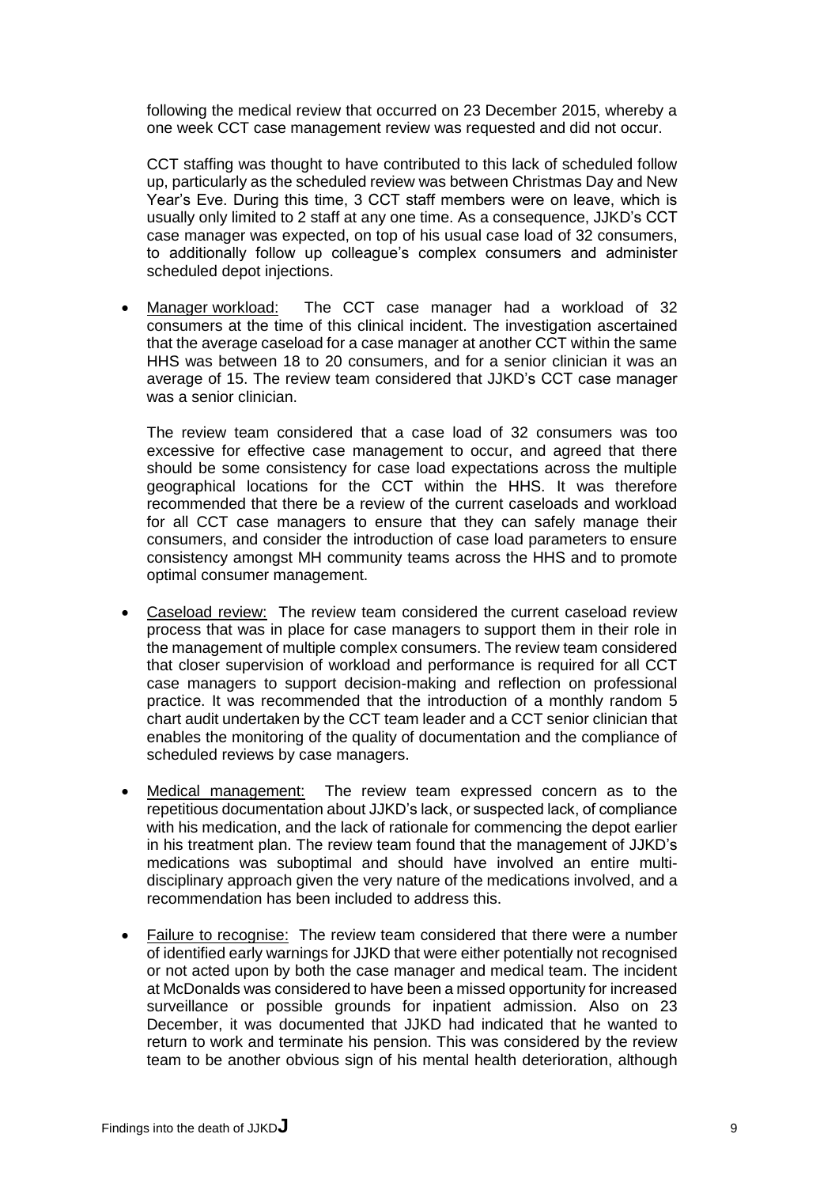following the medical review that occurred on 23 December 2015, whereby a one week CCT case management review was requested and did not occur.

CCT staffing was thought to have contributed to this lack of scheduled follow up, particularly as the scheduled review was between Christmas Day and New Year's Eve. During this time, 3 CCT staff members were on leave, which is usually only limited to 2 staff at any one time. As a consequence, JJKD's CCT case manager was expected, on top of his usual case load of 32 consumers, to additionally follow up colleague's complex consumers and administer scheduled depot injections.

- Manager workload: The CCT case manager had a workload of 32 consumers at the time of this clinical incident. The investigation ascertained that the average caseload for a case manager at another CCT within the same HHS was between 18 to 20 consumers, and for a senior clinician it was an average of 15. The review team considered that JJKD's CCT case manager was a senior clinician.

  The review team considered that a case load of 32 consumers was too excessive for effective case management to occur, and agreed that there should be some consistency for case load expectations across the multiple geographical locations for the CCT within the HHS. It was therefore recommended that there be a review of the current caseloads and workload for all CCT case managers to ensure that they can safely manage their consumers, and consider the introduction of case load parameters to ensure consistency amongst MH community teams across the HHS and to promote optimal consumer management.

- Caseload review: The review team considered the current caseload review process that was in place for case managers to support them in their role in the management of multiple complex consumers. The review team considered that closer supervision of workload and performance is required for all CCT case managers to support decision-making and reflection on professional practice. It was recommended that the introduction of a monthly random 5 chart audit undertaken by the CCT team leader and a CCT senior clinician that enables the monitoring of the quality of documentation and the compliance of scheduled reviews by case managers.

- Medical management: The review team expressed concern as to the repetitious documentation about JJKD's lack, or suspected lack, of compliance with his medication, and the lack of rationale for commencing the depot earlier in his treatment plan. The review team found that the management of JJKD's medications was suboptimal and should have involved an entire multi-disciplinary approach given the very nature of the medications involved, and a recommendation has been included to address this.

- Failure to recognise: The review team considered that there were a number of identified early warnings for JJKD that were either potentially not recognised or not acted upon by both the case manager and medical team. The incident at McDonalds was considered to have been a missed opportunity for increased surveillance or possible grounds for inpatient admission. Also on 23 December, it was documented that JJKD had indicated that he wanted to return to work and terminate his pension. This was considered by the review team to be another obvious sign of his mental health deterioration, although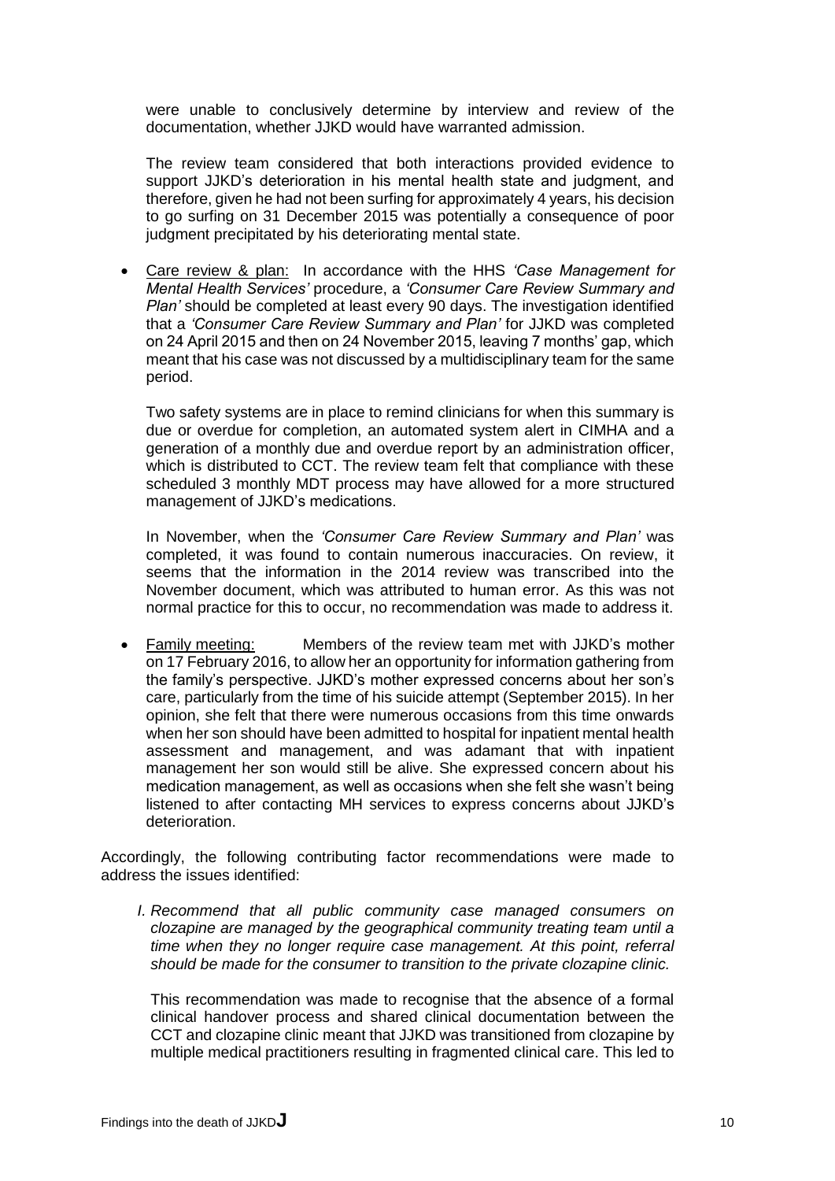were unable to conclusively determine by interview and review of the documentation, whether JJKD would have warranted admission.

The review team considered that both interactions provided evidence to support JJKD's deterioration in his mental health state and judgment, and therefore, given he had not been surfing for approximately 4 years, his decision to go surfing on 31 December 2015 was potentially a consequence of poor judgment precipitated by his deteriorating mental state.

- Care review & plan: In accordance with the HHS *'Case Management for Mental Health Services'* procedure, a *'Consumer Care Review Summary and Plan'* should be completed at least every 90 days. The investigation identified that a *'Consumer Care Review Summary and Plan'* for JJKD was completed on 24 April 2015 and then on 24 November 2015, leaving 7 months' gap, which meant that his case was not discussed by a multidisciplinary team for the same period.

  Two safety systems are in place to remind clinicians for when this summary is due or overdue for completion, an automated system alert in CIMHA and a generation of a monthly due and overdue report by an administration officer, which is distributed to CCT. The review team felt that compliance with these scheduled 3 monthly MDT process may have allowed for a more structured management of JJKD's medications.

  In November, when the *'Consumer Care Review Summary and Plan'* was completed, it was found to contain numerous inaccuracies. On review, it seems that the information in the 2014 review was transcribed into the November document, which was attributed to human error. As this was not normal practice for this to occur, no recommendation was made to address it.

- Family meeting: Members of the review team met with JJKD's mother on 17 February 2016, to allow her an opportunity for information gathering from the family's perspective. JJKD's mother expressed concerns about her son's care, particularly from the time of his suicide attempt (September 2015). In her opinion, she felt that there were numerous occasions from this time onwards when her son should have been admitted to hospital for inpatient mental health assessment and management, and was adamant that with inpatient management her son would still be alive. She expressed concern about his medication management, as well as occasions when she felt she wasn't being listened to after contacting MH services to express concerns about JJKD's deterioration.

Accordingly, the following contributing factor recommendations were made to address the issues identified:

*I. Recommend that all public community case managed consumers on clozapine are managed by the geographical community treating team until a time when they no longer require case management. At this point, referral should be made for the consumer to transition to the private clozapine clinic.*

This recommendation was made to recognise that the absence of a formal clinical handover process and shared clinical documentation between the CCT and clozapine clinic meant that JJKD was transitioned from clozapine by multiple medical practitioners resulting in fragmented clinical care. This led to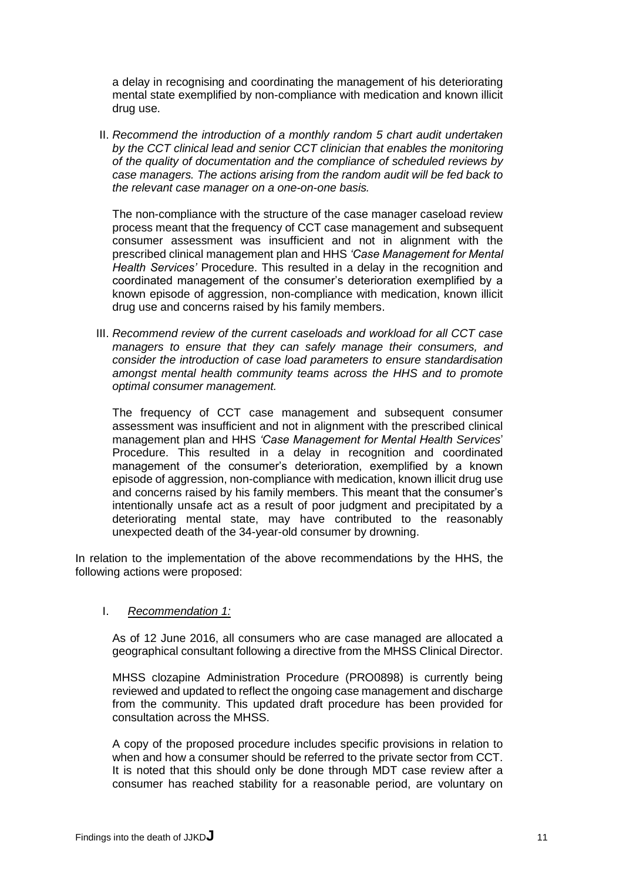a delay in recognising and coordinating the management of his deteriorating mental state exemplified by non-compliance with medication and known illicit drug use.

II. *Recommend the introduction of a monthly random 5 chart audit undertaken by the CCT clinical lead and senior CCT clinician that enables the monitoring of the quality of documentation and the compliance of scheduled reviews by case managers. The actions arising from the random audit will be fed back to the relevant case manager on a one-on-one basis.*

   The non-compliance with the structure of the case manager caseload review process meant that the frequency of CCT case management and subsequent consumer assessment was insufficient and not in alignment with the prescribed clinical management plan and HHS *'Case Management for Mental Health Services'* Procedure. This resulted in a delay in the recognition and coordinated management of the consumer's deterioration exemplified by a known episode of aggression, non-compliance with medication, known illicit drug use and concerns raised by his family members.

III. *Recommend review of the current caseloads and workload for all CCT case managers to ensure that they can safely manage their consumers, and consider the introduction of case load parameters to ensure standardisation amongst mental health community teams across the HHS and to promote optimal consumer management.*

   The frequency of CCT case management and subsequent consumer assessment was insufficient and not in alignment with the prescribed clinical management plan and HHS *'Case Management for Mental Health Services'* Procedure. This resulted in a delay in recognition and coordinated management of the consumer's deterioration, exemplified by a known episode of aggression, non-compliance with medication, known illicit drug use and concerns raised by his family members. This meant that the consumer's intentionally unsafe act as a result of poor judgment and precipitated by a deteriorating mental state, may have contributed to the reasonably unexpected death of the 34-year-old consumer by drowning.

In relation to the implementation of the above recommendations by the HHS, the following actions were proposed:

I. *Recommendation 1:*

   As of 12 June 2016, all consumers who are case managed are allocated a geographical consultant following a directive from the MHSS Clinical Director.

   MHSS clozapine Administration Procedure (PRO0898) is currently being reviewed and updated to reflect the ongoing case management and discharge from the community. This updated draft procedure has been provided for consultation across the MHSS.

   A copy of the proposed procedure includes specific provisions in relation to when and how a consumer should be referred to the private sector from CCT. It is noted that this should only be done through MDT case review after a consumer has reached stability for a reasonable period, are voluntary on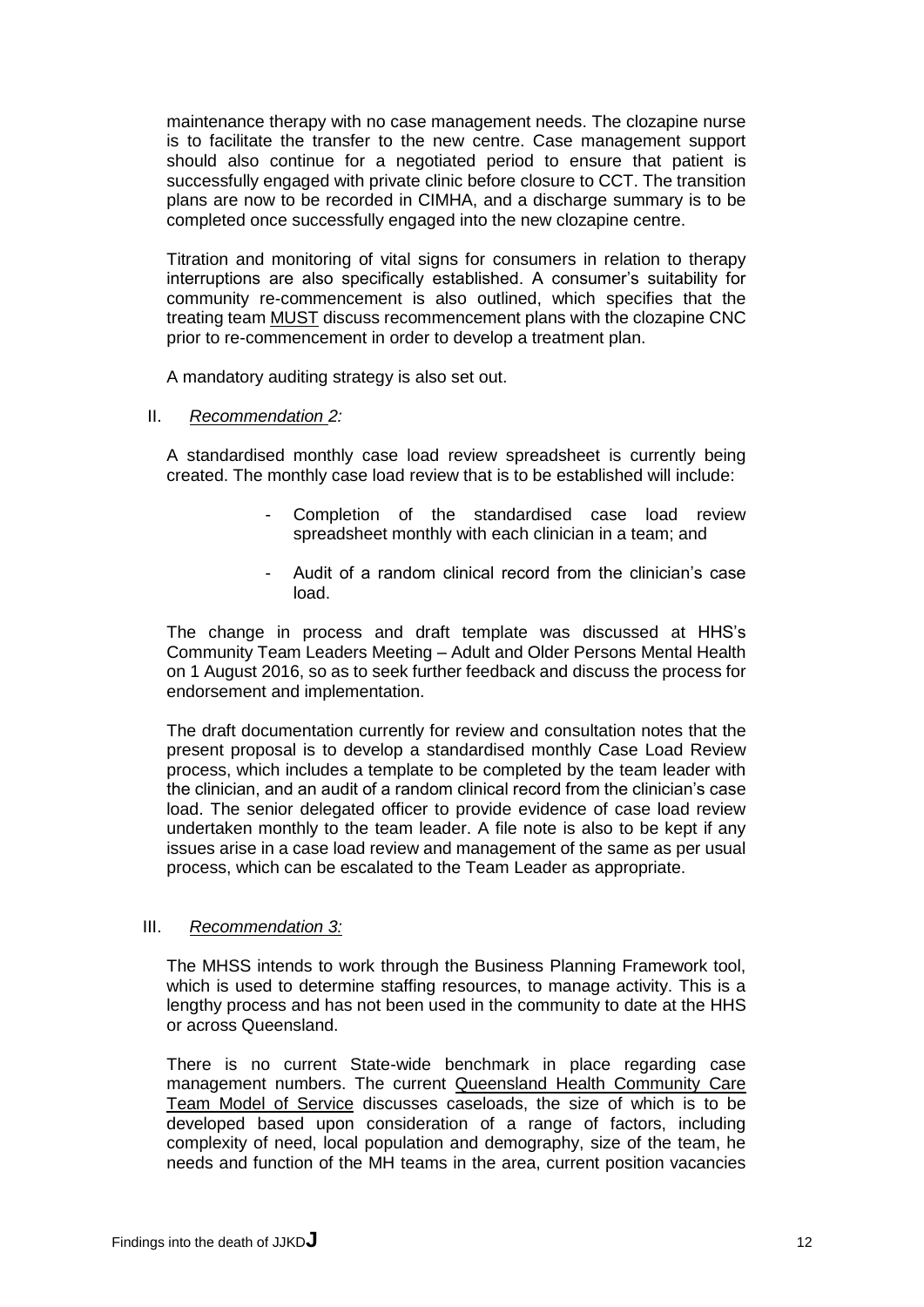maintenance therapy with no case management needs. The clozapine nurse is to facilitate the transfer to the new centre. Case management support should also continue for a negotiated period to ensure that patient is successfully engaged with private clinic before closure to CCT. The transition plans are now to be recorded in CIMHA, and a discharge summary is to be completed once successfully engaged into the new clozapine centre.

Titration and monitoring of vital signs for consumers in relation to therapy interruptions are also specifically established. A consumer's suitability for community re-commencement is also outlined, which specifies that the treating team MUST discuss recommencement plans with the clozapine CNC prior to re-commencement in order to develop a treatment plan.

A mandatory auditing strategy is also set out.

II. *Recommendation 2:*

A standardised monthly case load review spreadsheet is currently being created. The monthly case load review that is to be established will include:

- Completion of the standardised case load review spreadsheet monthly with each clinician in a team; and
- Audit of a random clinical record from the clinician's case load.

The change in process and draft template was discussed at HHS's Community Team Leaders Meeting – Adult and Older Persons Mental Health on 1 August 2016, so as to seek further feedback and discuss the process for endorsement and implementation.

The draft documentation currently for review and consultation notes that the present proposal is to develop a standardised monthly Case Load Review process, which includes a template to be completed by the team leader with the clinician, and an audit of a random clinical record from the clinician's case load. The senior delegated officer to provide evidence of case load review undertaken monthly to the team leader. A file note is also to be kept if any issues arise in a case load review and management of the same as per usual process, which can be escalated to the Team Leader as appropriate.

III. *Recommendation 3:*

The MHSS intends to work through the Business Planning Framework tool, which is used to determine staffing resources, to manage activity. This is a lengthy process and has not been used in the community to date at the HHS or across Queensland.

There is no current State-wide benchmark in place regarding case management numbers. The current Queensland Health Community Care Team Model of Service discusses caseloads, the size of which is to be developed based upon consideration of a range of factors, including complexity of need, local population and demography, size of the team, he needs and function of the MH teams in the area, current position vacancies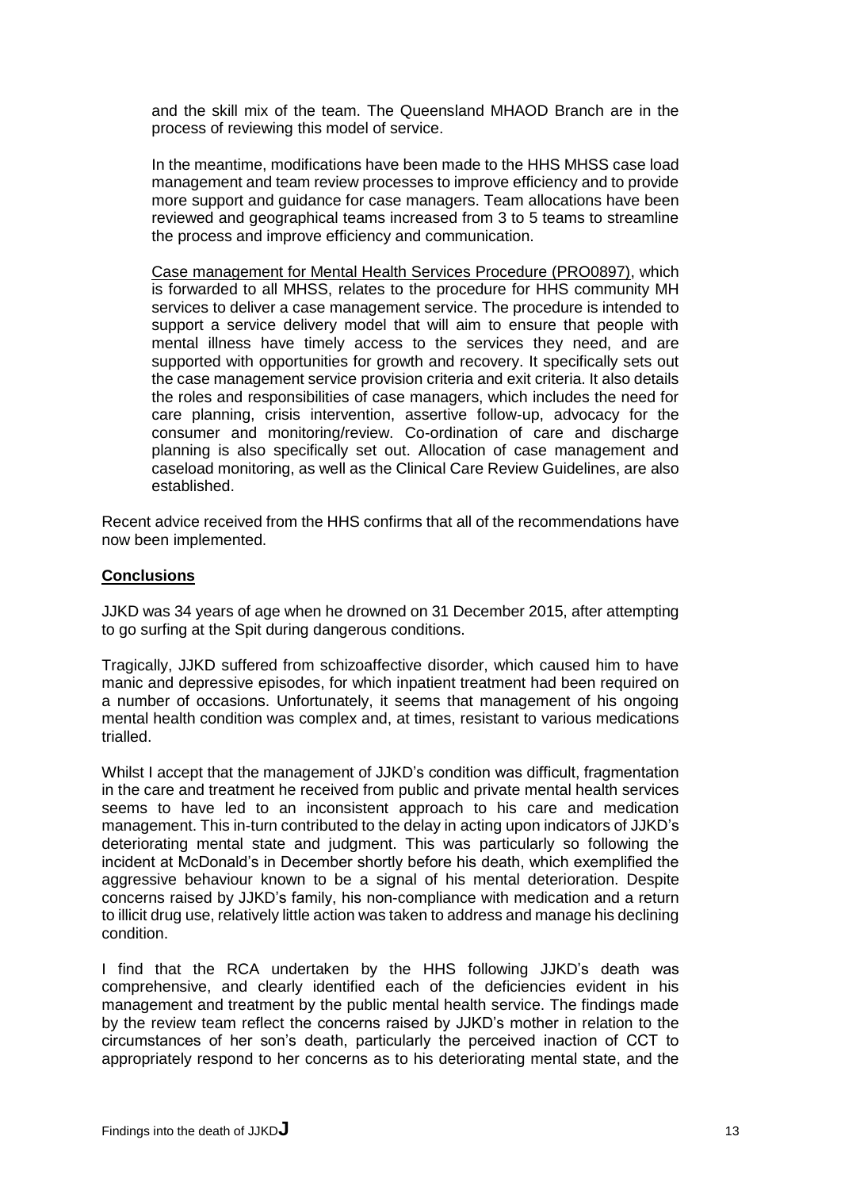and the skill mix of the team. The Queensland MHAOD Branch are in the process of reviewing this model of service.

In the meantime, modifications have been made to the HHS MHSS case load management and team review processes to improve efficiency and to provide more support and guidance for case managers. Team allocations have been reviewed and geographical teams increased from 3 to 5 teams to streamline the process and improve efficiency and communication.

Case management for Mental Health Services Procedure (PRO0897), which is forwarded to all MHSS, relates to the procedure for HHS community MH services to deliver a case management service. The procedure is intended to support a service delivery model that will aim to ensure that people with mental illness have timely access to the services they need, and are supported with opportunities for growth and recovery. It specifically sets out the case management service provision criteria and exit criteria. It also details the roles and responsibilities of case managers, which includes the need for care planning, crisis intervention, assertive follow-up, advocacy for the consumer and monitoring/review. Co-ordination of care and discharge planning is also specifically set out. Allocation of case management and caseload monitoring, as well as the Clinical Care Review Guidelines, are also established.

Recent advice received from the HHS confirms that all of the recommendations have now been implemented.

## Conclusions

JJKD was 34 years of age when he drowned on 31 December 2015, after attempting to go surfing at the Spit during dangerous conditions.

Tragically, JJKD suffered from schizoaffective disorder, which caused him to have manic and depressive episodes, for which inpatient treatment had been required on a number of occasions. Unfortunately, it seems that management of his ongoing mental health condition was complex and, at times, resistant to various medications trialled.

Whilst I accept that the management of JJKD's condition was difficult, fragmentation in the care and treatment he received from public and private mental health services seems to have led to an inconsistent approach to his care and medication management. This in-turn contributed to the delay in acting upon indicators of JJKD's deteriorating mental state and judgment. This was particularly so following the incident at McDonald's in December shortly before his death, which exemplified the aggressive behaviour known to be a signal of his mental deterioration. Despite concerns raised by JJKD's family, his non-compliance with medication and a return to illicit drug use, relatively little action was taken to address and manage his declining condition.

I find that the RCA undertaken by the HHS following JJKD's death was comprehensive, and clearly identified each of the deficiencies evident in his management and treatment by the public mental health service. The findings made by the review team reflect the concerns raised by JJKD's mother in relation to the circumstances of her son's death, particularly the perceived inaction of CCT to appropriately respond to her concerns as to his deteriorating mental state, and the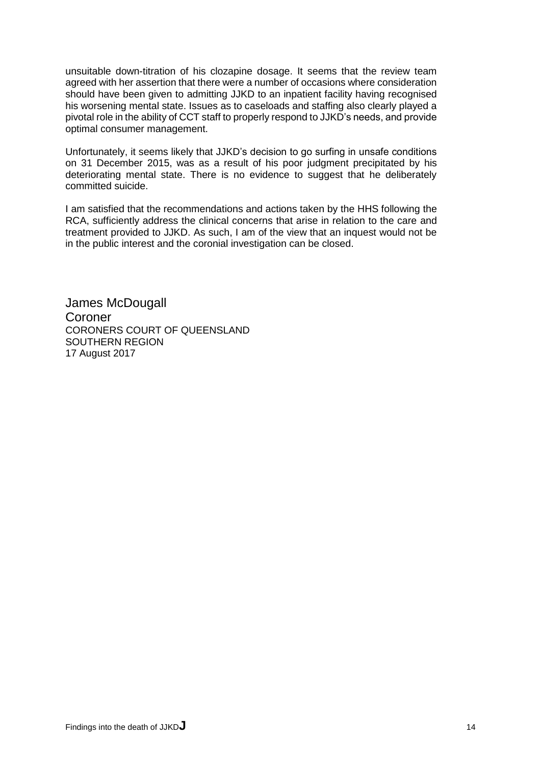unsuitable down-titration of his clozapine dosage. It seems that the review team agreed with her assertion that there were a number of occasions where consideration should have been given to admitting JJKD to an inpatient facility having recognised his worsening mental state. Issues as to caseloads and staffing also clearly played a pivotal role in the ability of CCT staff to properly respond to JJKD's needs, and provide optimal consumer management.

Unfortunately, it seems likely that JJKD's decision to go surfing in unsafe conditions on 31 December 2015, was as a result of his poor judgment precipitated by his deteriorating mental state. There is no evidence to suggest that he deliberately committed suicide.

I am satisfied that the recommendations and actions taken by the HHS following the RCA, sufficiently address the clinical concerns that arise in relation to the care and treatment provided to JJKD. As such, I am of the view that an inquest would not be in the public interest and the coronial investigation can be closed.

James McDougall
Coroner
CORONERS COURT OF QUEENSLAND
SOUTHERN REGION
17 August 2017